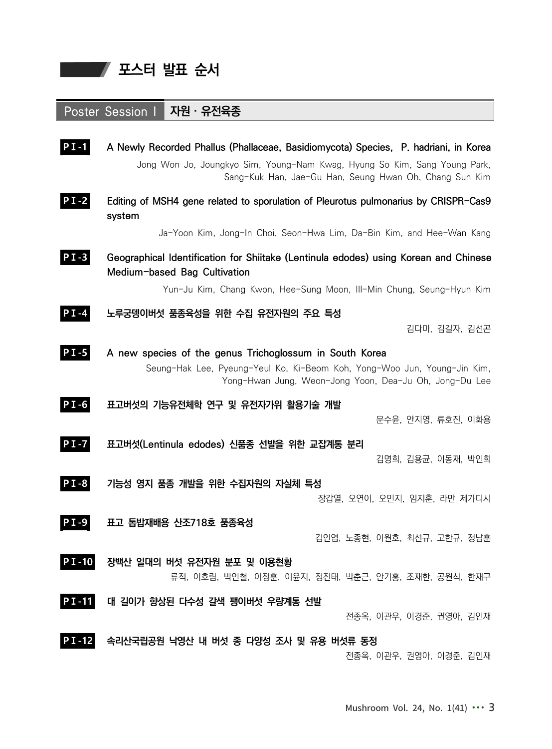# 포스터 발표 순서

## Poster Session I 자원 · 유전육종

**PI-1** A Newly Recorded Phallus (Phallaceae, Basidiomycota) Species, P. hadriani, in Korea

Jong Won Jo, Joungkyo Sim, Young-Nam Kwag, Hyung So Kim, Sang Young Park, Sang-Kuk Han, Jae-Gu Han, Seung Hwan Oh, Chang Sun Kim

**PI-2** Editing of MSH4 gene related to sporulation of Pleurotus pulmonarius by CRISPR-Cas9 system

Ja-Yoon Kim, Jong-In Choi, Seon-Hwa Lim, Da-Bin Kim, and Hee-Wan Kang

**PI-3** Geographical Identification for Shiitake (Lentinula edodes) using Korean and Chinese Medium-based Bag Cultivation

Yun-Ju Kim, Chang Kwon, Hee-Sung Moon, Ill-Min Chung, Seung-Hyun Kim

**PI-4** 노루궁뎅이버섯 품종육성을 위한 수집 유전자원의 주요 특성

김다미, 김길자, 김선곤

**PI-5** A new species of the genus Trichoglossum in South Korea

Seung-Hak Lee, Pyeung-Yeul Ko, Ki-Beom Koh, Yong-Woo Jun, Young-Jin Kim, Yong-Hwan Jung, Weon-Jong Yoon, Dea-Ju Oh, Jong-Du Lee

**PI-6** 표고버섯의 기능유전체학 연구 및 유전자가위 활용기술 개발

문수윤, 안지영, 류호진, 이화용

**PI-7** 표고버섯(Lentinula edodes) 신품종 선발을 위한 교잡계통 분리

김명희, 김용균, 이동재, 박인희

**PI-8** 기능성 영지 품종 개발을 위한 수집자원의 자실체 특성

장갑열, 오연이, 오민지, 임지훈, 라만 제가디시

**PI-9** 표고 톱밥재배용 산조718호 품종육성

김인엽, 노종현, 이원호, 최선규, 고한규, 정남훈

**PI-10** 장백산 일대의 버섯 유전자원 분포 및 이용현황

류적, 이호림, 박인철, 이정훈, 이윤지, 정진태, 박춘근, 안기홍, 조재한, 공원식, 한재구

**PI-11** 대 길이가 향상된 다수성 갈색 팽이버섯 우량계통 선발

전종옥, 이관우, 이경준, 권영아, 김인재

**PI-12** 속리산국립공원 낙영산 내 버섯 종 다양성 조사 및 유용 버섯류 동정

전종옥, 이관우, 권영아, 이경준, 김인재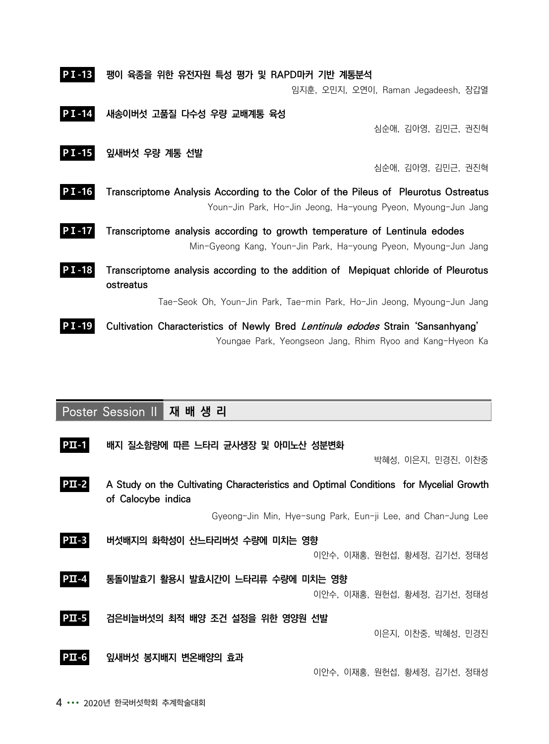**PⅠ-13** 팽이 육종을 위한 유전자원 특성 평가 및 RAPD마커 기반 계통분석

임지훈, 오민지, 오연이, Raman Jegadeesh, 장갑열

**PⅠ-14** 새송이버섯 고품질 다수성 우량 교배계통 육성

심순애, 김아영, 김민근, 권진혁

**PⅠ-15** 잎새버섯 우량 계통 선발

심순애, 김아영, 김민근, 권진혁

**PⅠ-16** Transcriptome Analysis According to the Color of the Pileus of Pleurotus Ostreatus

Youn-Jin Park, Ho-Jin Jeong, Ha-young Pyeon, Myoung-Jun Jang

**PⅠ-17** Transcriptome analysis according to growth temperature of Lentinula edodes

Min-Gyeong Kang, Youn-Jin Park, Ha-young Pyeon, Myoung-Jun Jang

**PⅠ-18** Transcriptome analysis according to the addition of Mepiquat chloride of Pleurotus ostreatus

Tae-Seok Oh, Youn-Jin Park, Tae-min Park, Ho-Jin Jeong, Myoung-Jun Jang

**PⅠ-19** Cultivation Characteristics of Newly Bred *Lentinula edodes* Strain 'Sansanhyang'

Youngae Park, Yeongseon Jang, Rhim Ryoo and Kang-Hyeon Ka

## Poster Session II 재 배 생 리

**PⅡ-1** 배지 질소함량에 따른 느타리 균사생장 및 아미노산 성분변화

박혜성, 이은지, 민경진, 이찬중

**PⅡ-2** A Study on the Cultivating Characteristics and Optimal Conditions for Mycelial Growth of Calocybe indica

Gyeong-Jin Min, Hye-sung Park, Eun-ji Lee, and Chan-Jung Lee

**PⅡ-3** 버섯배지의 화학성이 산느타리버섯 수량에 미치는 영향

이안수, 이재홍, 원헌섭, 황세정, 김기선, 정태성

**PⅡ-4** 통돌이발효기 활용시 발효시간이 느타리류 수량에 미치는 영향

이안수, 이재홍, 원헌섭, 황세정, 김기선, 정태성

**PⅡ-5** 검은비늘버섯의 최적 배양 조건 설정을 위한 영양원 선발

이은지, 이찬중, 박혜성, 민경진

**PⅡ-6** 잎새버섯 봉지배지 변온배양의 효과

이안수, 이재홍, 원헌섭, 황세정, 김기선, 정태성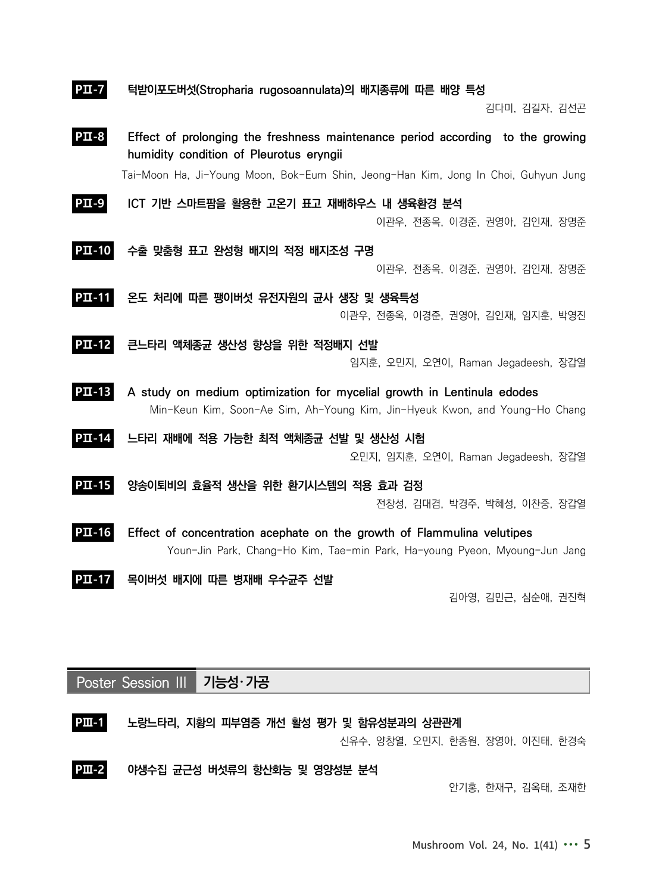**PⅡ-7** 턱받이포도버섯(Stropharia rugosoannulata)의 배지종류에 따른 배양 특성

김다미, 김길자, 김선곤

**PⅡ-8** Effect of prolonging the freshness maintenance period according to the growing humidity condition of Pleurotus eryngii

Tai-Moon Ha, Ji-Young Moon, Bok-Eum Shin, Jeong-Han Kim, Jong In Choi, Guhyun Jung

**PⅡ-9** ICT 기반 스마트팜을 활용한 고온기 표고 재배하우스 내 생육환경 분석

이관우, 전종옥, 이경준, 권영아, 김인재, 장명준

**PⅡ-10** 수출 맞춤형 표고 완성형 배지의 적정 배지조성 구명

이관우, 전종옥, 이경준, 권영아, 김인재, 장명준

**PⅡ-11** 온도 처리에 따른 팽이버섯 유전자원의 균사 생장 및 생육특성

이관우, 전종옥, 이경준, 권영아, 김인재, 임지훈, 박영진

**PⅡ-12** 큰느타리 액체종균 생산성 향상을 위한 적정배지 선발

임지훈, 오민지, 오연이, Raman Jegadeesh, 장갑열

**PⅡ-13** A study on medium optimization for mycelial growth in Lentinula edodes

Min-Keun Kim, Soon-Ae Sim, Ah-Young Kim, Jin-Hyeuk Kwon, and Young-Ho Chang

**PⅡ-14** 느타리 재배에 적용 가능한 최적 액체종균 선발 및 생산성 시험

오민지, 임지훈, 오연이, Raman Jegadeesh, 장갑열

**PⅡ-15** 양송이퇴비의 효율적 생산을 위한 환기시스템의 적용 효과 검정

전창성, 김대겸, 박경주, 박혜성, 이찬중, 장갑열

**PⅡ-16** Effect of concentration acephate on the growth of Flammulina velutipes

Youn-Jin Park, Chang-Ho Kim, Tae-min Park, Ha-young Pyeon, Myoung-Jun Jang

**PⅡ-17** 목이버섯 배지에 따른 병재배 우수균주 선발

김아영, 김민근, 심순애, 권진혁

## Poster Session III 기능성·가공

**PⅢ-1** 노랑느타리, 지황의 피부염증 개선 활성 평가 및 함유성분과의 상관관계

신유수, 양창열, 오민지, 한종원, 장영아, 이진태, 한경숙

**PⅢ-2** 야생수집 균근성 버섯류의 항산화능 및 영양성분 분석

안기홍, 한재구, 김옥태, 조재한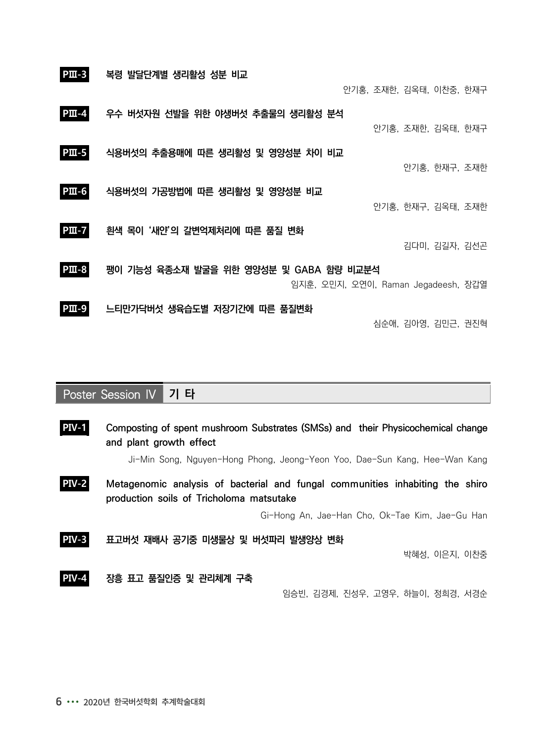**PⅢ-3** **복령 발달단계별 생리활성 성분 비교**

안기홍, 조재한, 김옥태, 이찬중, 한재구

**PⅢ-4** **우수 버섯자원 선발을 위한 야생버섯 추출물의 생리활성 분석**

안기홍, 조재한, 김옥태, 한재구

**PⅢ-5** **식용버섯의 추출용매에 따른 생리활성 및 영양성분 차이 비교**

안기홍, 한재구, 조재한

**PⅢ-6** **식용버섯의 가공방법에 따른 생리활성 및 영양성분 비교**

안기홍, 한재구, 김옥태, 조재한

**PⅢ-7** **흰색 목이 '새얀'의 갈변억제처리에 따른 품질 변화**

김다미, 김길자, 김선곤

**PⅢ-8** **팽이 기능성 육종소재 발굴을 위한 영양성분 및 GABA 함량 비교분석**

임지훈, 오민지, 오연이, Raman Jegadeesh, 장갑열

**PⅢ-9** **느티만가닥버섯 생육습도별 저장기간에 따른 품질변화**

심순애, 김아영, 김민근, 권진혁

## Poster Session IV **기 타**

**PIV-1** **Composting of spent mushroom Substrates (SMSs) and their Physicochemical change and plant growth effect**

Ji-Min Song, Nguyen-Hong Phong, Jeong-Yeon Yoo, Dae-Sun Kang, Hee-Wan Kang

**PIV-2** **Metagenomic analysis of bacterial and fungal communities inhabiting the shiro production soils of Tricholoma matsutake**

Gi-Hong An, Jae-Han Cho, Ok-Tae Kim, Jae-Gu Han

**PIV-3** **표고버섯 재배사 공기중 미생물상 및 버섯파리 발생양상 변화**

박혜성, 이은지, 이찬중

**PIV-4** **장흥 표고 품질인증 및 관리체계 구축**

임승빈, 김경제, 진성우, 고영우, 하늘이, 정희경, 서경순